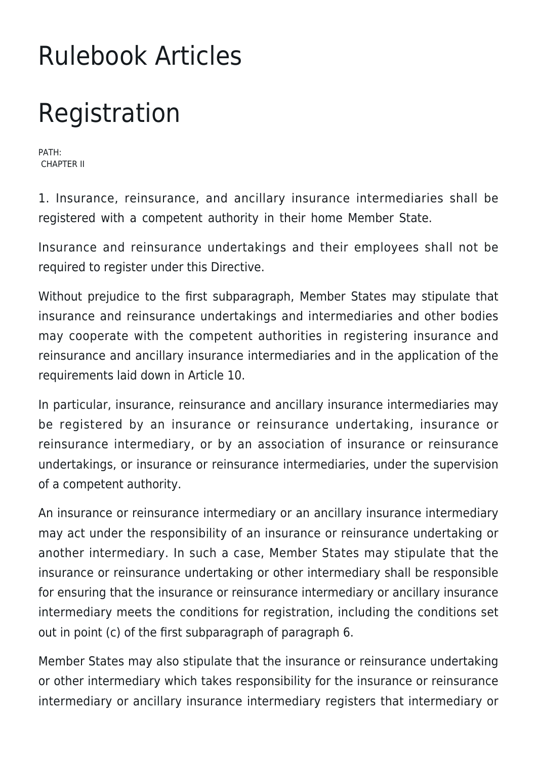# Rulebook Articles

# Registration

PATH:
CHAPTER II

1. Insurance, reinsurance, and ancillary insurance intermediaries shall be registered with a competent authority in their home Member State.

Insurance and reinsurance undertakings and their employees shall not be required to register under this Directive.

Without prejudice to the first subparagraph, Member States may stipulate that insurance and reinsurance undertakings and intermediaries and other bodies may cooperate with the competent authorities in registering insurance and reinsurance and ancillary insurance intermediaries and in the application of the requirements laid down in Article 10.

In particular, insurance, reinsurance and ancillary insurance intermediaries may be registered by an insurance or reinsurance undertaking, insurance or reinsurance intermediary, or by an association of insurance or reinsurance undertakings, or insurance or reinsurance intermediaries, under the supervision of a competent authority.

An insurance or reinsurance intermediary or an ancillary insurance intermediary may act under the responsibility of an insurance or reinsurance undertaking or another intermediary. In such a case, Member States may stipulate that the insurance or reinsurance undertaking or other intermediary shall be responsible for ensuring that the insurance or reinsurance intermediary or ancillary insurance intermediary meets the conditions for registration, including the conditions set out in point (c) of the first subparagraph of paragraph 6.

Member States may also stipulate that the insurance or reinsurance undertaking or other intermediary which takes responsibility for the insurance or reinsurance intermediary or ancillary insurance intermediary registers that intermediary or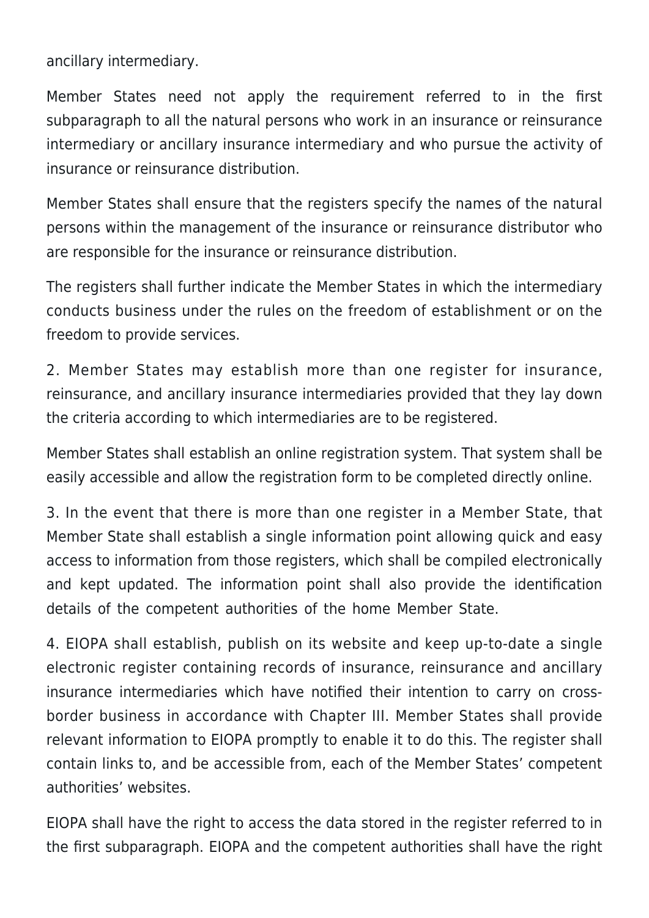ancillary intermediary.

Member States need not apply the requirement referred to in the first subparagraph to all the natural persons who work in an insurance or reinsurance intermediary or ancillary insurance intermediary and who pursue the activity of insurance or reinsurance distribution.

Member States shall ensure that the registers specify the names of the natural persons within the management of the insurance or reinsurance distributor who are responsible for the insurance or reinsurance distribution.

The registers shall further indicate the Member States in which the intermediary conducts business under the rules on the freedom of establishment or on the freedom to provide services.

2. Member States may establish more than one register for insurance, reinsurance, and ancillary insurance intermediaries provided that they lay down the criteria according to which intermediaries are to be registered.

Member States shall establish an online registration system. That system shall be easily accessible and allow the registration form to be completed directly online.

3. In the event that there is more than one register in a Member State, that Member State shall establish a single information point allowing quick and easy access to information from those registers, which shall be compiled electronically and kept updated. The information point shall also provide the identification details of the competent authorities of the home Member State.

4. EIOPA shall establish, publish on its website and keep up-to-date a single electronic register containing records of insurance, reinsurance and ancillary insurance intermediaries which have notified their intention to carry on cross-border business in accordance with Chapter III. Member States shall provide relevant information to EIOPA promptly to enable it to do this. The register shall contain links to, and be accessible from, each of the Member States' competent authorities' websites.

EIOPA shall have the right to access the data stored in the register referred to in the first subparagraph. EIOPA and the competent authorities shall have the right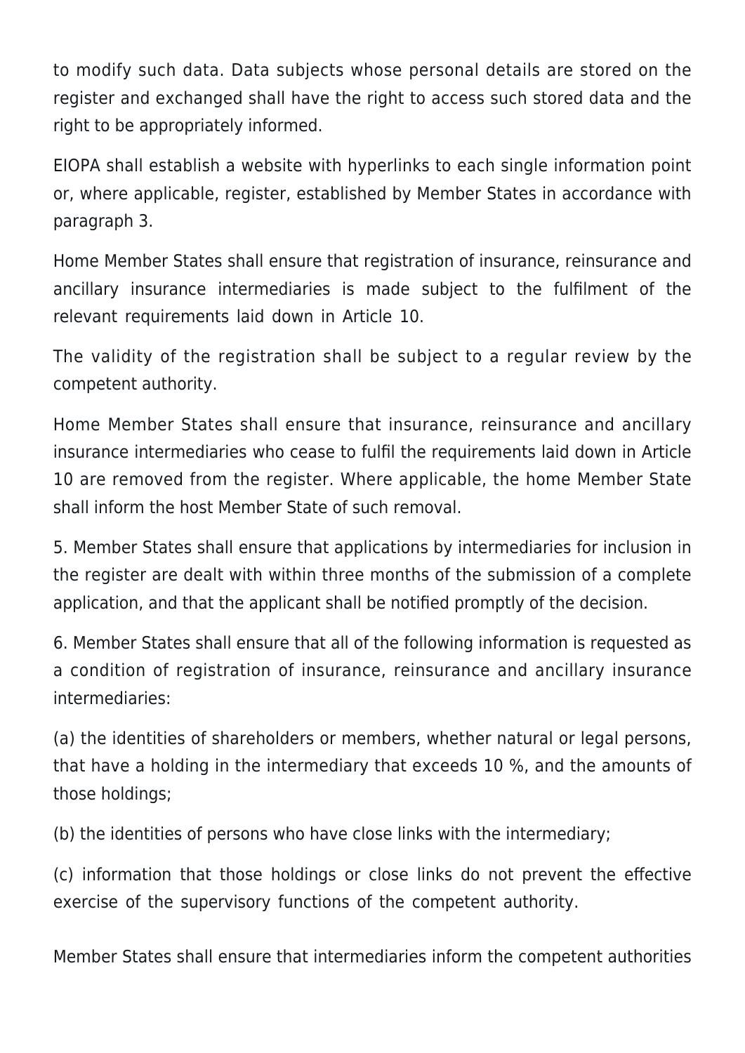to modify such data. Data subjects whose personal details are stored on the register and exchanged shall have the right to access such stored data and the right to be appropriately informed.

EIOPA shall establish a website with hyperlinks to each single information point or, where applicable, register, established by Member States in accordance with paragraph 3.

Home Member States shall ensure that registration of insurance, reinsurance and ancillary insurance intermediaries is made subject to the fulfilment of the relevant requirements laid down in Article 10.

The validity of the registration shall be subject to a regular review by the competent authority.

Home Member States shall ensure that insurance, reinsurance and ancillary insurance intermediaries who cease to fulfil the requirements laid down in Article 10 are removed from the register. Where applicable, the home Member State shall inform the host Member State of such removal.

5. Member States shall ensure that applications by intermediaries for inclusion in the register are dealt with within three months of the submission of a complete application, and that the applicant shall be notified promptly of the decision.

6. Member States shall ensure that all of the following information is requested as a condition of registration of insurance, reinsurance and ancillary insurance intermediaries:

(a) the identities of shareholders or members, whether natural or legal persons, that have a holding in the intermediary that exceeds 10 %, and the amounts of those holdings;

(b) the identities of persons who have close links with the intermediary;

(c) information that those holdings or close links do not prevent the effective exercise of the supervisory functions of the competent authority.

Member States shall ensure that intermediaries inform the competent authorities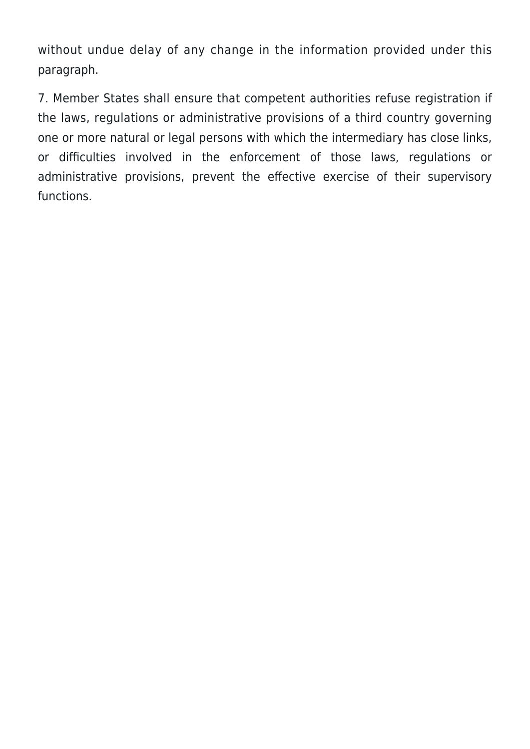without undue delay of any change in the information provided under this paragraph.

7. Member States shall ensure that competent authorities refuse registration if the laws, regulations or administrative provisions of a third country governing one or more natural or legal persons with which the intermediary has close links, or difficulties involved in the enforcement of those laws, regulations or administrative provisions, prevent the effective exercise of their supervisory functions.